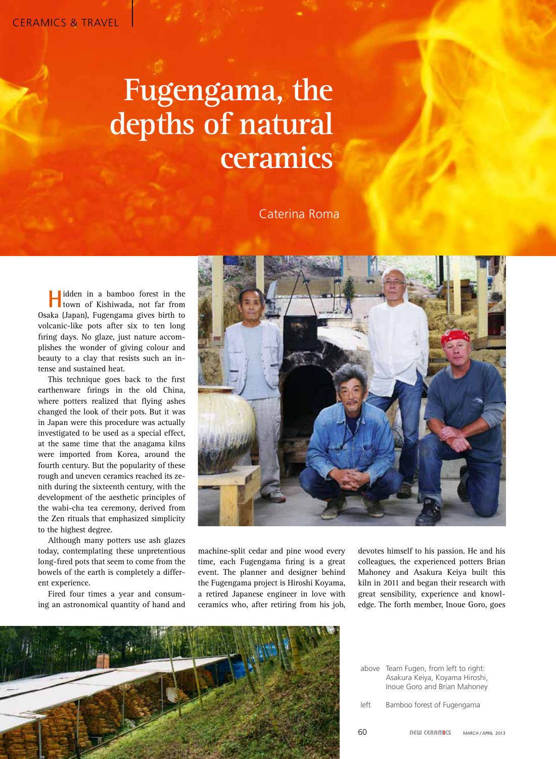# Fugengama, the depths of natural ceramics

Caterina Roma

Hidden in a bamboo forest in the town of Kishiwada, not far from Osaka (Japan), Fugengama gives birth to volcanic-like pots after six to ten long firing days. No glaze, just nature accomplishes the wonder of giving colour and beauty to a clay that resists such an intense and sustained heat.

This technique goes back to the first earthenware firings in the old China, where potters realized that flying ashes changed the look of their pots. But it was in Japan were this procedure was actually investigated to be used as a special effect, at the same time that the anagama kilns were imported from Korea, around the fourth century. But the popularity of these rough and uneven ceramics reached its zenith during the sixteenth century, with the development of the aesthetic principles of the wabi-cha tea ceremony, derived from the Zen rituals that emphasized simplicity to the highest degree.

Although many potters use ash glazes today, contemplating these unpretentious long-fired pots that seem to come from the bowels of the earth is completely a different experience.

Fired four times a year and consuming an astronomical quantity of hand and machine-split cedar and pine wood every time, each Fugengama firing is a great event. The planner and designer behind the Fugengama project is Hiroshi Koyama, a retired Japanese engineer in love with ceramics who, after retiring from his job, devotes himself to his passion. He and his colleagues, the experienced potters Brian Mahoney and Asakura Keiya built this kiln in 2011 and began their research with great sensibility, experience and knowledge. The forth member, Inoue Goro, goes

above Team Fugen, from left to right: Asakura Keiya, Koyama Hiroshi, Inoue Goro and Brian Mahoney

left Bamboo forest of Fugengama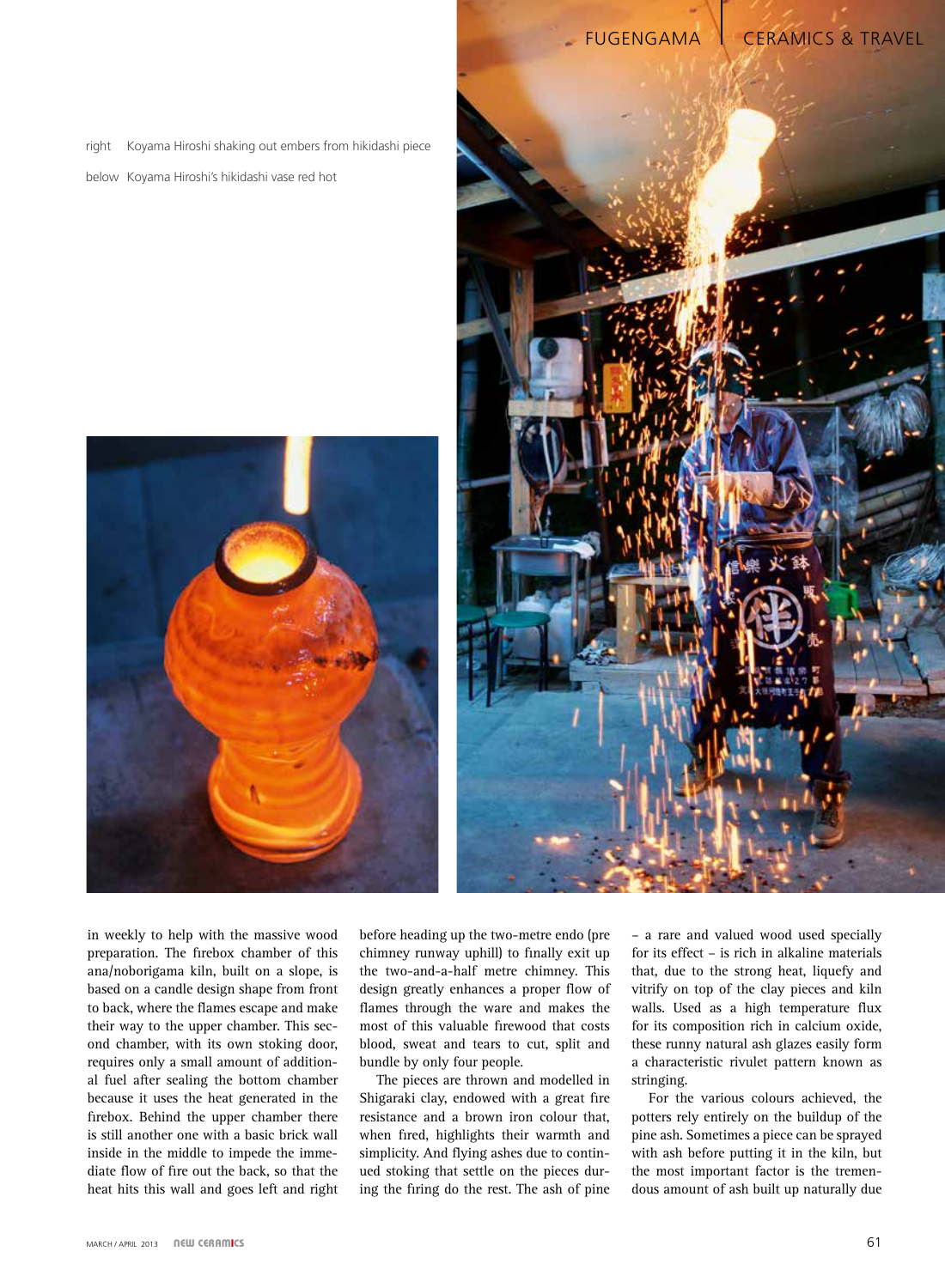right Koyama Hiroshi shaking out embers from hikidashi piece

below Koyama Hiroshi's hikidashi vase red hot

in weekly to help with the massive wood preparation. The firebox chamber of this ana/noborigama kiln, built on a slope, is based on a candle design shape from front to back, where the flames escape and make their way to the upper chamber. This second chamber, with its own stoking door, requires only a small amount of additional fuel after sealing the bottom chamber because it uses the heat generated in the firebox. Behind the upper chamber there is still another one with a basic brick wall inside in the middle to impede the immediate flow of fire out the back, so that the heat hits this wall and goes left and right before heading up the two-metre endo (pre chimney runway uphill) to finally exit up the two-and-a-half metre chimney. This design greatly enhances a proper flow of flames through the ware and makes the most of this valuable firewood that costs blood, sweat and tears to cut, split and bundle by only four people.

The pieces are thrown and modelled in Shigaraki clay, endowed with a great fire resistance and a brown iron colour that, when fired, highlights their warmth and simplicity. And flying ashes due to continued stoking that settle on the pieces during the firing do the rest. The ash of pine – a rare and valued wood used specially for its effect – is rich in alkaline materials that, due to the strong heat, liquefy and vitrify on top of the clay pieces and kiln walls. Used as a high temperature flux for its composition rich in calcium oxide, these runny natural ash glazes easily form a characteristic rivulet pattern known as stringing.

For the various colours achieved, the potters rely entirely on the buildup of the pine ash. Sometimes a piece can be sprayed with ash before putting it in the kiln, but the most important factor is the tremendous amount of ash built up naturally due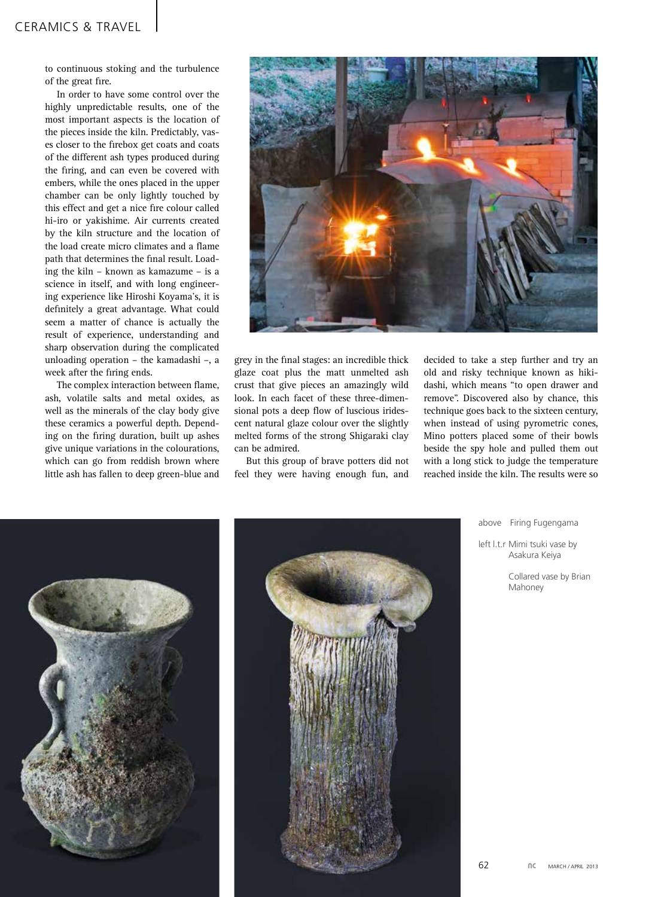to continuous stoking and the turbulence of the great fire.

In order to have some control over the highly unpredictable results, one of the most important aspects is the location of the pieces inside the kiln. Predictably, vases closer to the firebox get coats and coats of the different ash types produced during the firing, and can even be covered with embers, while the ones placed in the upper chamber can be only lightly touched by this effect and get a nice fire colour called hi-iro or yakishime. Air currents created by the kiln structure and the location of the load create micro climates and a flame path that determines the final result. Loading the kiln – known as kamazume – is a science in itself, and with long engineering experience like Hiroshi Koyama's, it is definitely a great advantage. What could seem a matter of chance is actually the result of experience, understanding and sharp observation during the complicated unloading operation – the kamadashi –, a week after the firing ends.

The complex interaction between flame, ash, volatile salts and metal oxides, as well as the minerals of the clay body give these ceramics a powerful depth. Depending on the firing duration, built up ashes give unique variations in the colourations, which can go from reddish brown where little ash has fallen to deep green-blue and grey in the final stages: an incredible thick glaze coat plus the matt unmelted ash crust that give pieces an amazingly wild look. In each facet of these three-dimensional pots a deep flow of luscious iridescent natural glaze colour over the slightly melted forms of the strong Shigaraki clay can be admired.

But this group of brave potters did not feel they were having enough fun, and decided to take a step further and try an old and risky technique known as hikidashi, which means "to open drawer and remove". Discovered also by chance, this technique goes back to the sixteen century, when instead of using pyrometric cones, Mino potters placed some of their bowls beside the spy hole and pulled them out with a long stick to judge the temperature reached inside the kiln. The results were so

above Firing Fugengama

left l.t.r Mimi tsuki vase by Asakura Keiya

Collared vase by Brian Mahoney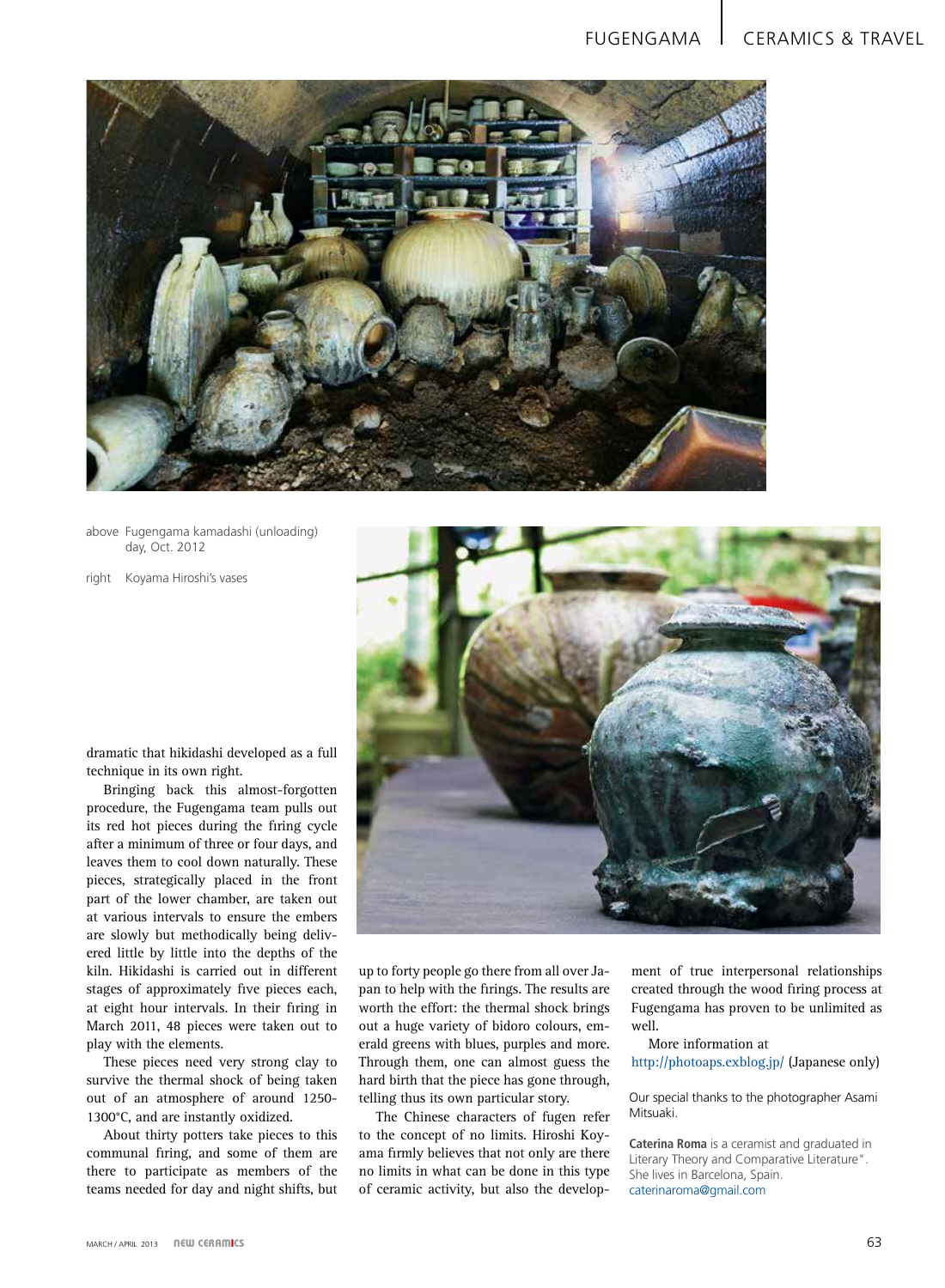above Fugengama kamadashi (unloading) day, Oct. 2012

right Koyama Hiroshi's vases

dramatic that hikidashi developed as a full technique in its own right.

Bringing back this almost-forgotten procedure, the Fugengama team pulls out its red hot pieces during the firing cycle after a minimum of three or four days, and leaves them to cool down naturally. These pieces, strategically placed in the front part of the lower chamber, are taken out at various intervals to ensure the embers are slowly but methodically being delivered little by little into the depths of the kiln. Hikidashi is carried out in different stages of approximately five pieces each, at eight hour intervals. In their firing in March 2011, 48 pieces were taken out to play with the elements.

These pieces need very strong clay to survive the thermal shock of being taken out of an atmosphere of around 1250-1300°C, and are instantly oxidized.

About thirty potters take pieces to this communal firing, and some of them are there to participate as members of the teams needed for day and night shifts, but up to forty people go there from all over Japan to help with the firings. The results are worth the effort: the thermal shock brings out a huge variety of bidoro colours, emerald greens with blues, purples and more. Through them, one can almost guess the hard birth that the piece has gone through, telling thus its own particular story.

The Chinese characters of fugen refer to the concept of no limits. Hiroshi Koyama firmly believes that not only are there no limits in what can be done in this type of ceramic activity, but also the development of true interpersonal relationships created through the wood firing process at Fugengama has proven to be unlimited as well.

More information at http://photoaps.exblog.jp/ (Japanese only)

Our special thanks to the photographer Asami Mitsuaki.

**Caterina Roma** is a ceramist and graduated in Literary Theory and Comparative Literature". She lives in Barcelona, Spain. caterinaroma@gmail.com